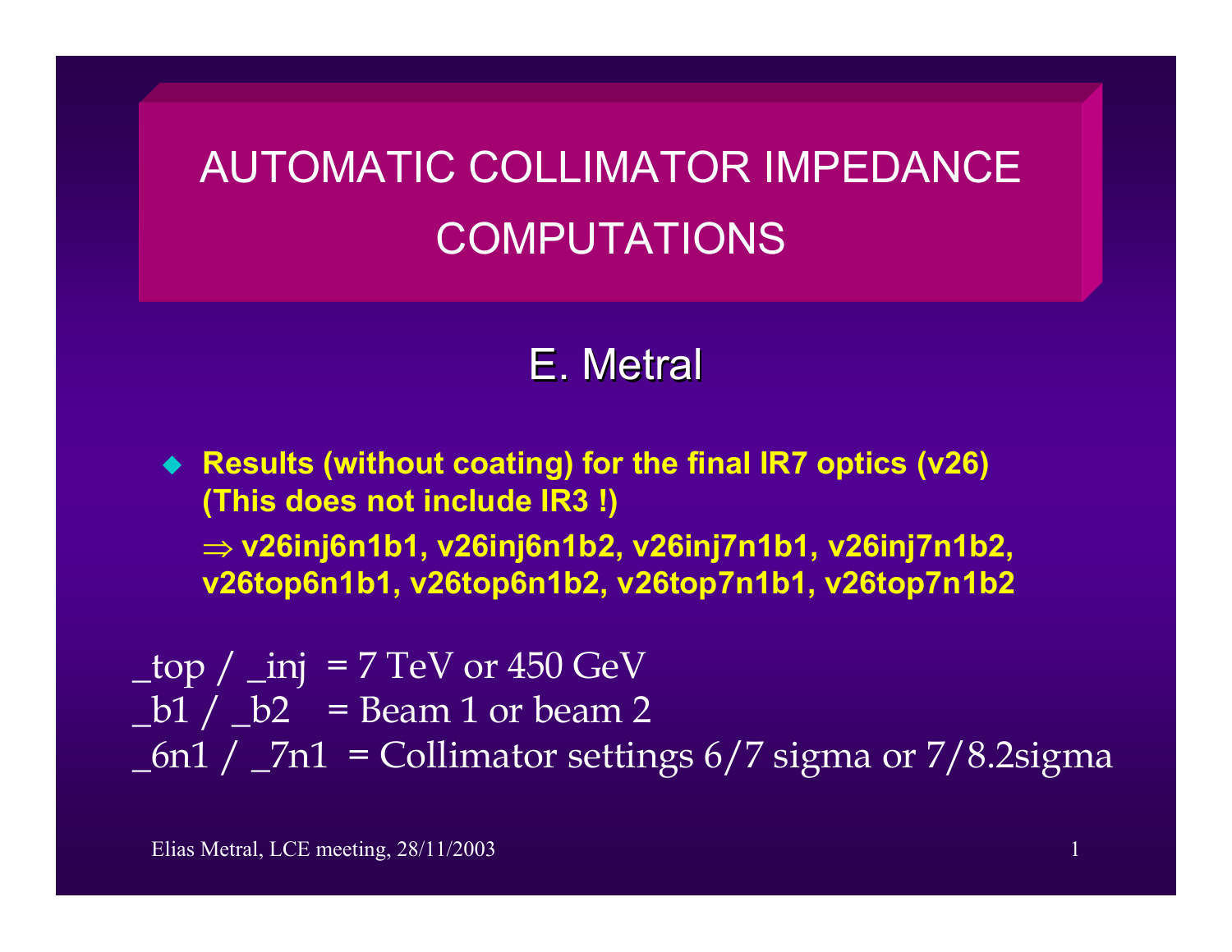# AUTOMATIC COLLIMATOR IMPEDANCE COMPUTATIONS

## E. Metral

- **Results (without coating) for the final IR7 optics (v26) (This does not include IR3 !)**

  **⇒ v26inj6n1b1, v26inj6n1b2, v26inj7n1b1, v26inj7n1b2, v26top6n1b1, v26top6n1b2, v26top7n1b1, v26top7n1b2**

_top / _inj = 7 TeV or 450 GeV
_b1 / _b2 = Beam 1 or beam 2
_6n1 / _7n1 = Collimator settings 6/7 sigma or 7/8.2sigma

Elias Metral, LCE meeting, 28/11/2003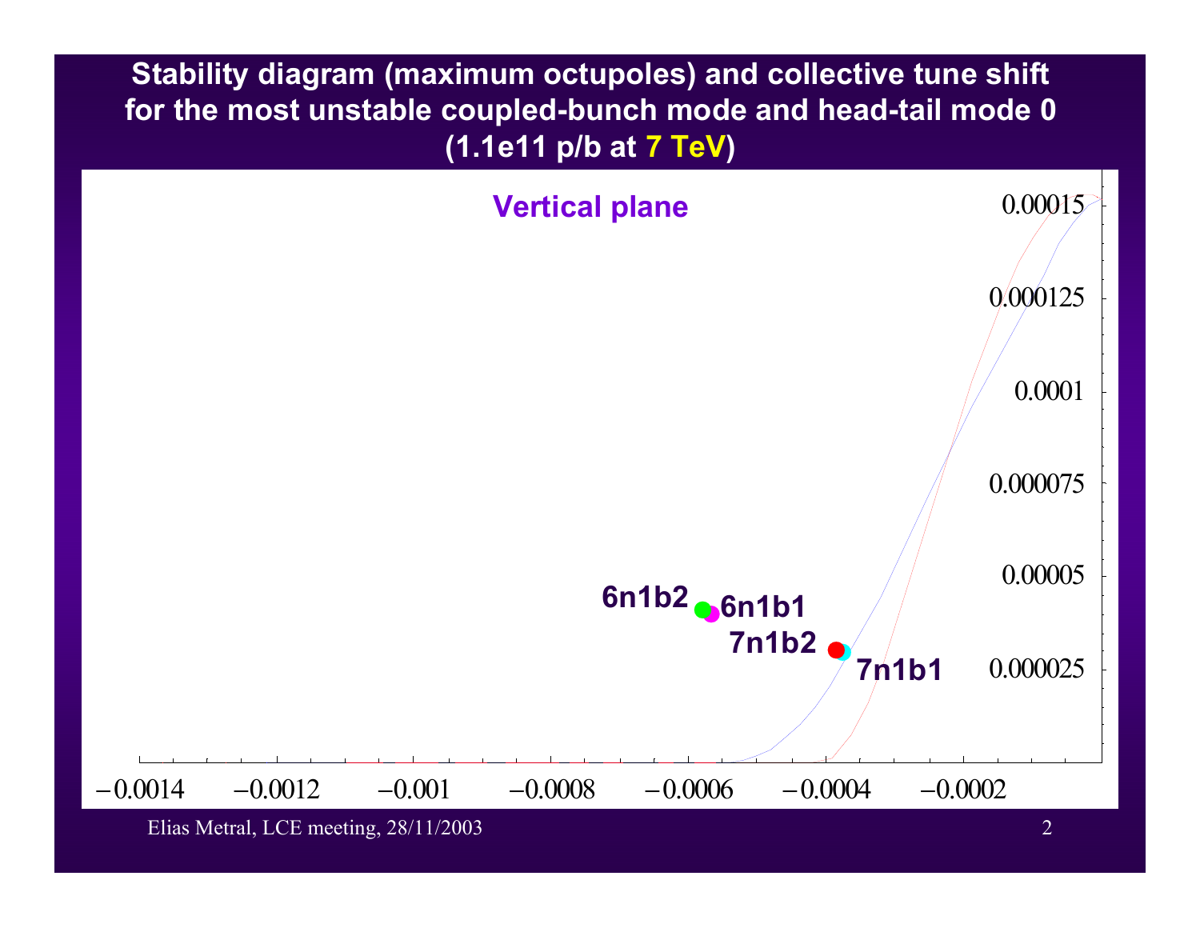# Stability diagram (maximum octupoles) and collective tune shift for the most unstable coupled-bunch mode and head-tail mode 0 (1.1e11 p/b at 7 TeV)

**Vertical plane**

6n1b2, 6n1b1, 7n1b2, 7n1b1

Y-axis: 0.000025, 0.00005, 0.000075, 0.0001, 0.000125, 0.00015

X-axis: −0.0014, −0.0012, −0.001, −0.0008, −0.0006, −0.0004, −0.0002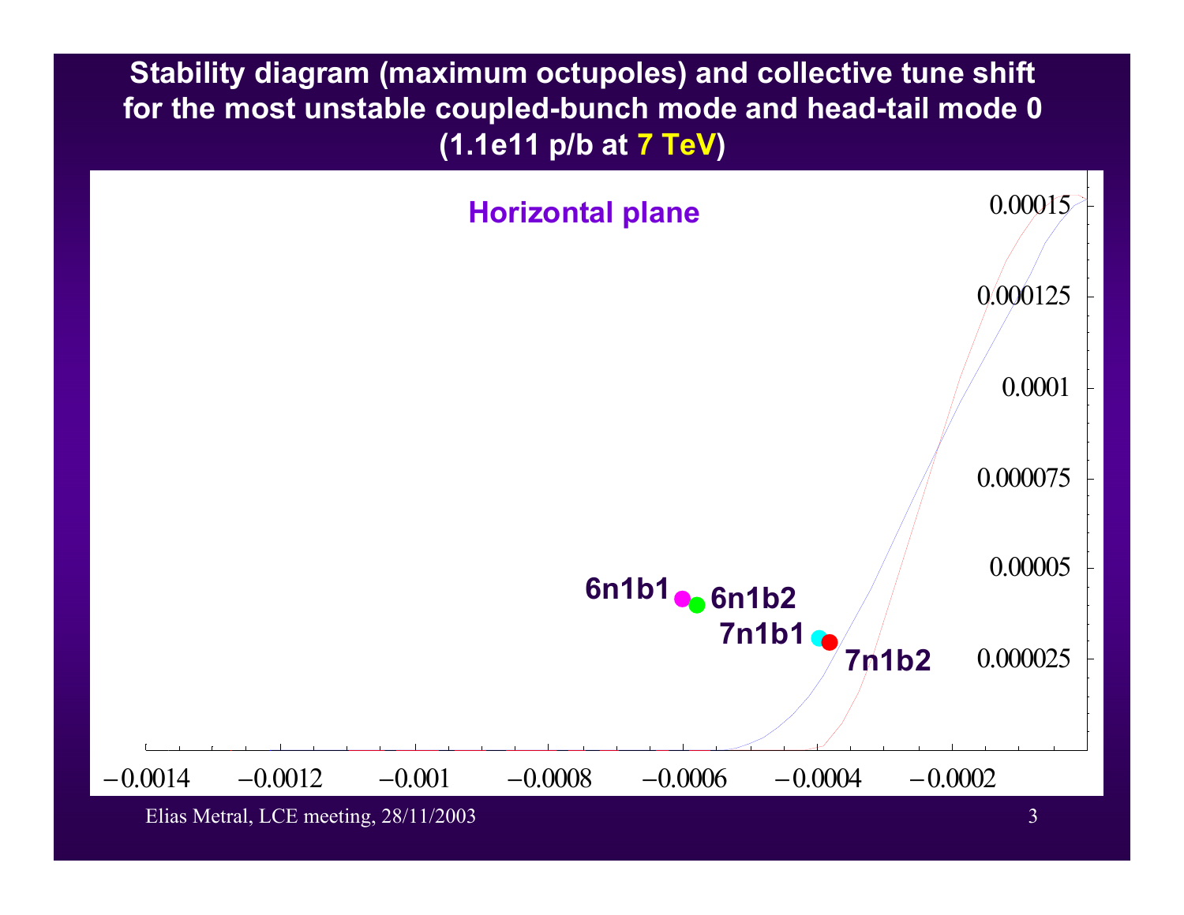# Stability diagram (maximum octupoles) and collective tune shift for the most unstable coupled-bunch mode and head-tail mode 0 (1.1e11 p/b at 7 TeV)

Horizontal plane

6n1b1

6n1b2

7n1b1

7n1b2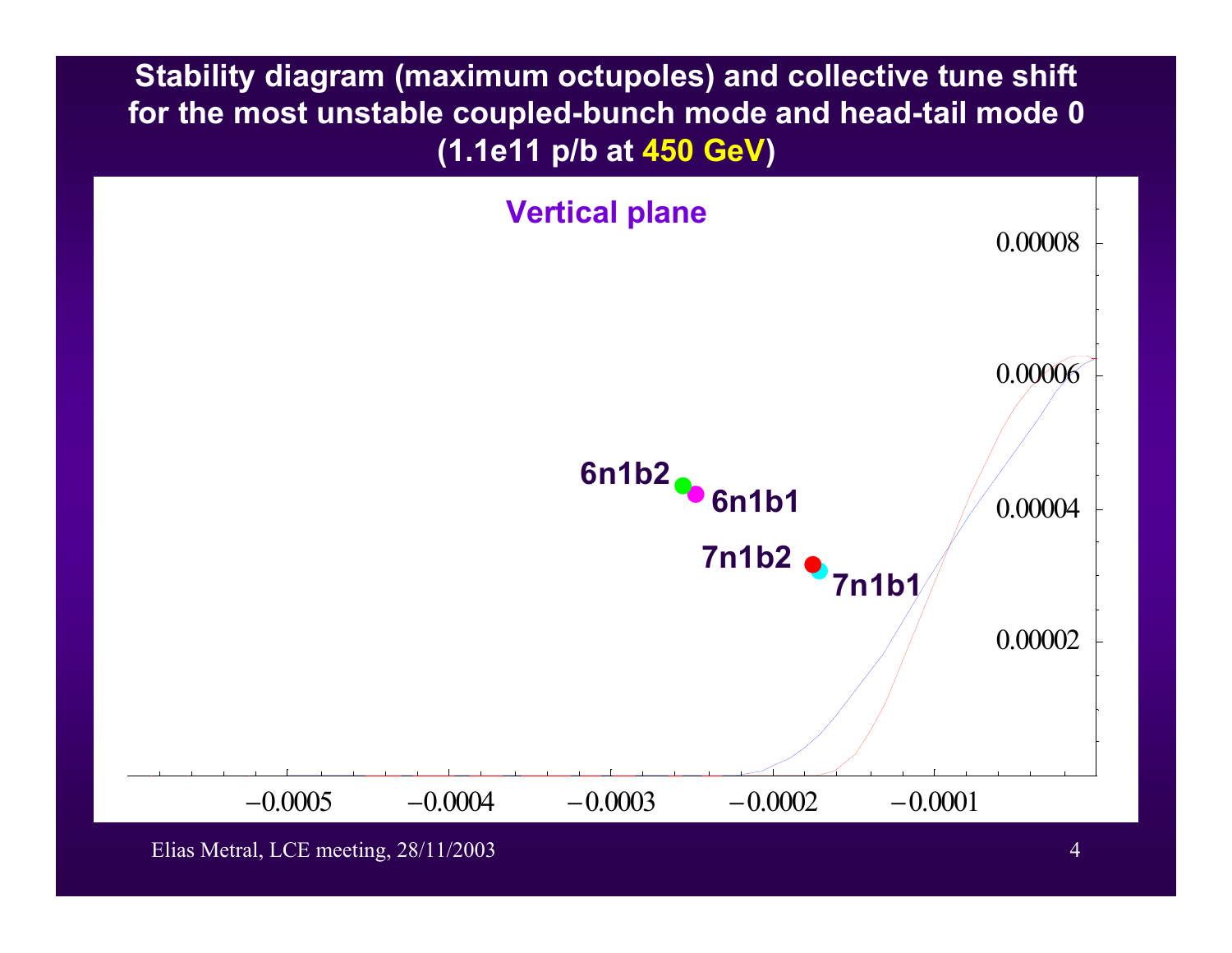# Stability diagram (maximum octupoles) and collective tune shift for the most unstable coupled-bunch mode and head-tail mode 0 (1.1e11 p/b at 450 GeV)

**Vertical plane**

6n1b2

6n1b1

7n1b2

7n1b1

0.00008

0.00006

0.00004

0.00002

−0.0005 −0.0004 −0.0003 −0.0002 −0.0001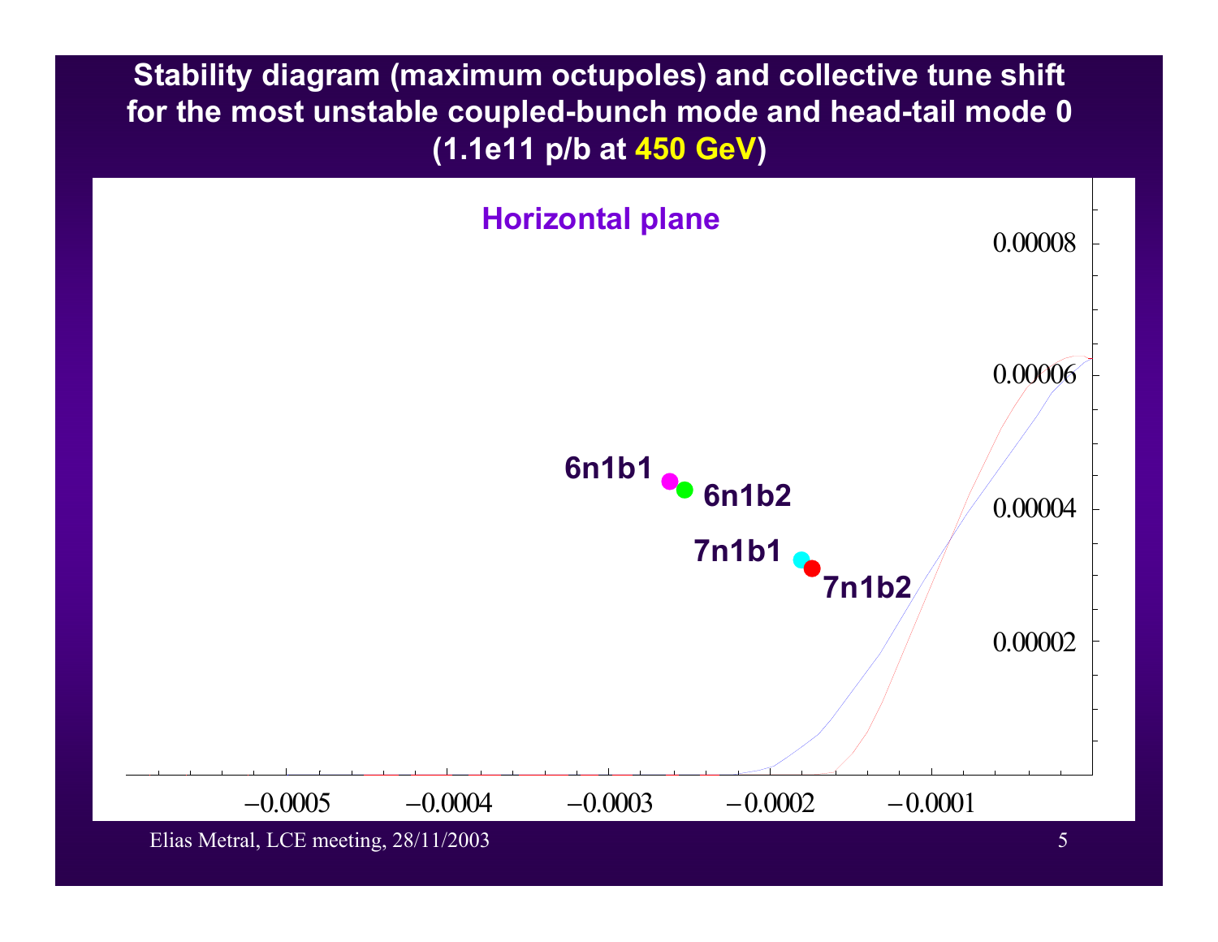# Stability diagram (maximum octupoles) and collective tune shift for the most unstable coupled-bunch mode and head-tail mode 0 (1.1e11 p/b at 450 GeV)

Horizontal plane

0.00008

0.00006

0.00004

0.00002

−0.0005 −0.0004 −0.0003 −0.0002 −0.0001

6n1b1

6n1b2

7n1b1

7n1b2

Elias Metral, LCE meeting, 28/11/2003